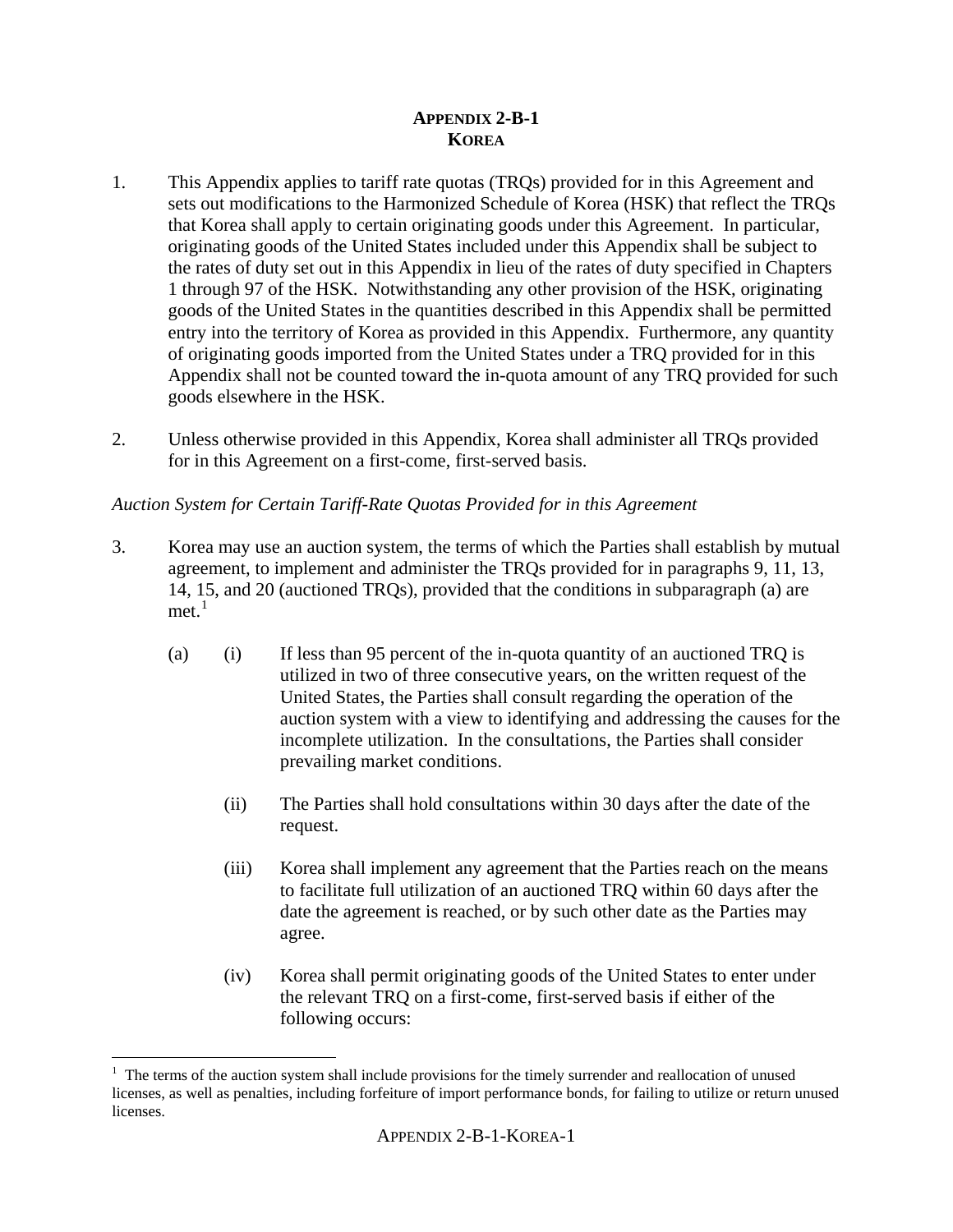# APPENDIX 2-B-1
## KOREA

1. This Appendix applies to tariff rate quotas (TRQs) provided for in this Agreement and sets out modifications to the Harmonized Schedule of Korea (HSK) that reflect the TRQs that Korea shall apply to certain originating goods under this Agreement. In particular, originating goods of the United States included under this Appendix shall be subject to the rates of duty set out in this Appendix in lieu of the rates of duty specified in Chapters 1 through 97 of the HSK. Notwithstanding any other provision of the HSK, originating goods of the United States in the quantities described in this Appendix shall be permitted entry into the territory of Korea as provided in this Appendix. Furthermore, any quantity of originating goods imported from the United States under a TRQ provided for in this Appendix shall not be counted toward the in-quota amount of any TRQ provided for such goods elsewhere in the HSK.

2. Unless otherwise provided in this Appendix, Korea shall administer all TRQs provided for in this Agreement on a first-come, first-served basis.

*Auction System for Certain Tariff-Rate Quotas Provided for in this Agreement*

3. Korea may use an auction system, the terms of which the Parties shall establish by mutual agreement, to implement and administer the TRQs provided for in paragraphs 9, 11, 13, 14, 15, and 20 (auctioned TRQs), provided that the conditions in subparagraph (a) are met.[1]

   (a) (i) If less than 95 percent of the in-quota quantity of an auctioned TRQ is utilized in two of three consecutive years, on the written request of the United States, the Parties shall consult regarding the operation of the auction system with a view to identifying and addressing the causes for the incomplete utilization. In the consultations, the Parties shall consider prevailing market conditions.

   (ii) The Parties shall hold consultations within 30 days after the date of the request.

   (iii) Korea shall implement any agreement that the Parties reach on the means to facilitate full utilization of an auctioned TRQ within 60 days after the date the agreement is reached, or by such other date as the Parties may agree.

   (iv) Korea shall permit originating goods of the United States to enter under the relevant TRQ on a first-come, first-served basis if either of the following occurs:

[1] The terms of the auction system shall include provisions for the timely surrender and reallocation of unused licenses, as well as penalties, including forfeiture of import performance bonds, for failing to utilize or return unused licenses.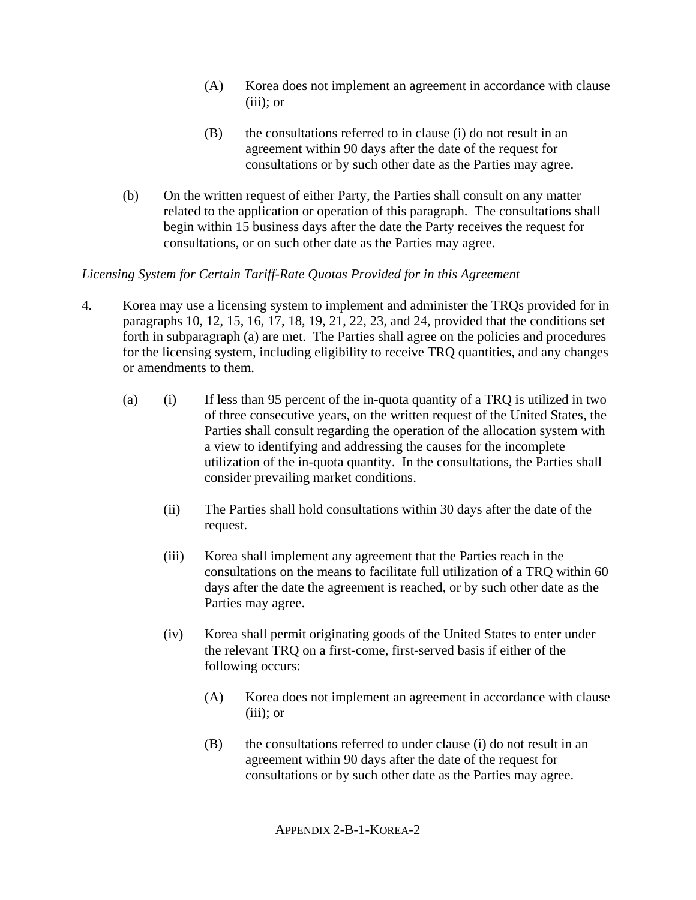(A) Korea does not implement an agreement in accordance with clause (iii); or

(B) the consultations referred to in clause (i) do not result in an agreement within 90 days after the date of the request for consultations or by such other date as the Parties may agree.

(b) On the written request of either Party, the Parties shall consult on any matter related to the application or operation of this paragraph. The consultations shall begin within 15 business days after the date the Party receives the request for consultations, or on such other date as the Parties may agree.

*Licensing System for Certain Tariff-Rate Quotas Provided for in this Agreement*

4. Korea may use a licensing system to implement and administer the TRQs provided for in paragraphs 10, 12, 15, 16, 17, 18, 19, 21, 22, 23, and 24, provided that the conditions set forth in subparagraph (a) are met. The Parties shall agree on the policies and procedures for the licensing system, including eligibility to receive TRQ quantities, and any changes or amendments to them.

(a) (i) If less than 95 percent of the in-quota quantity of a TRQ is utilized in two of three consecutive years, on the written request of the United States, the Parties shall consult regarding the operation of the allocation system with a view to identifying and addressing the causes for the incomplete utilization of the in-quota quantity. In the consultations, the Parties shall consider prevailing market conditions.

(ii) The Parties shall hold consultations within 30 days after the date of the request.

(iii) Korea shall implement any agreement that the Parties reach in the consultations on the means to facilitate full utilization of a TRQ within 60 days after the date the agreement is reached, or by such other date as the Parties may agree.

(iv) Korea shall permit originating goods of the United States to enter under the relevant TRQ on a first-come, first-served basis if either of the following occurs:

(A) Korea does not implement an agreement in accordance with clause (iii); or

(B) the consultations referred to under clause (i) do not result in an agreement within 90 days after the date of the request for consultations or by such other date as the Parties may agree.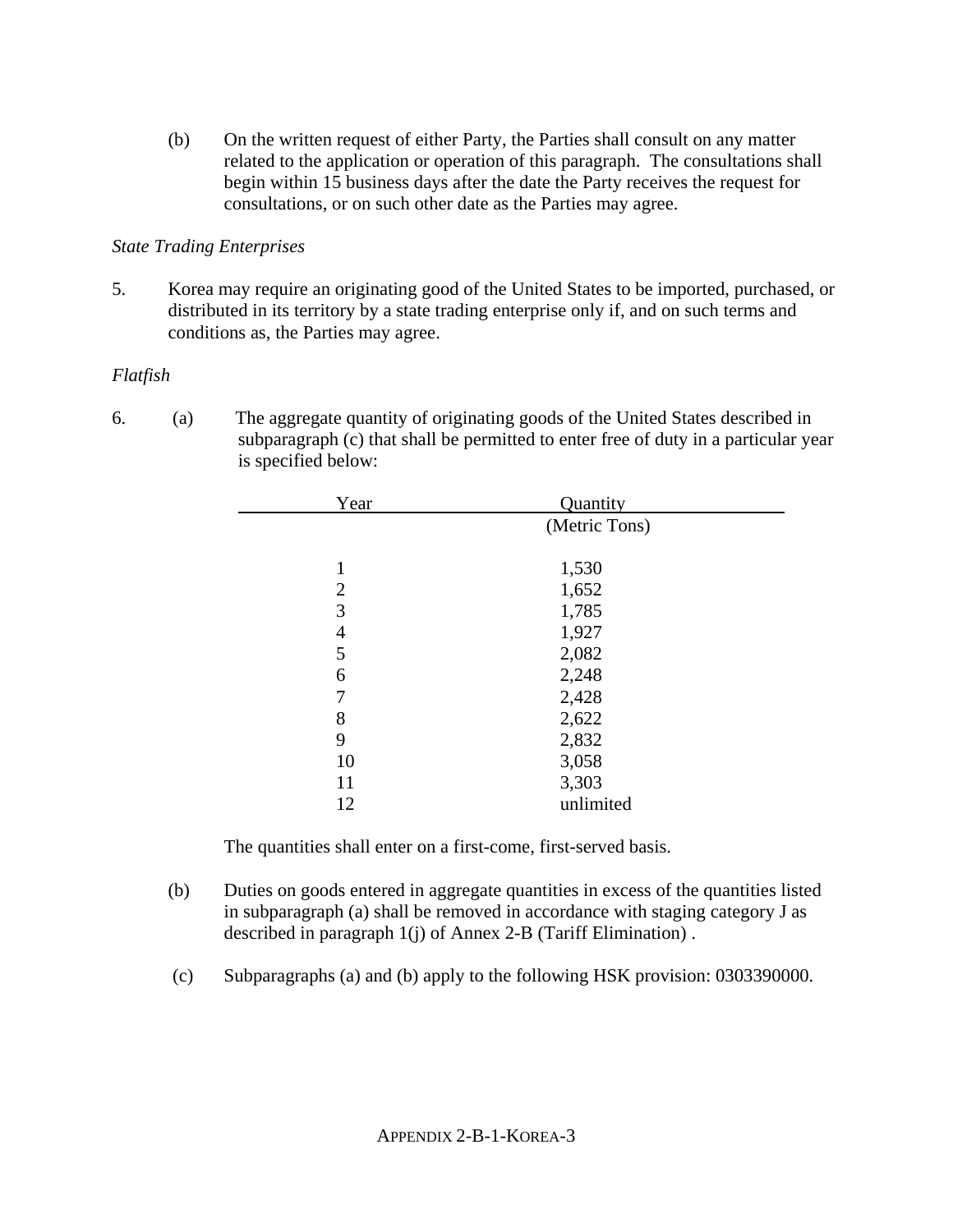(b) On the written request of either Party, the Parties shall consult on any matter related to the application or operation of this paragraph. The consultations shall begin within 15 business days after the date the Party receives the request for consultations, or on such other date as the Parties may agree.

*State Trading Enterprises*

5. Korea may require an originating good of the United States to be imported, purchased, or distributed in its territory by a state trading enterprise only if, and on such terms and conditions as, the Parties may agree.

*Flatfish*

6. (a) The aggregate quantity of originating goods of the United States described in subparagraph (c) that shall be permitted to enter free of duty in a particular year is specified below:

| Year | Quantity (Metric Tons) |
|---|---|
| 1 | 1,530 |
| 2 | 1,652 |
| 3 | 1,785 |
| 4 | 1,927 |
| 5 | 2,082 |
| 6 | 2,248 |
| 7 | 2,428 |
| 8 | 2,622 |
| 9 | 2,832 |
| 10 | 3,058 |
| 11 | 3,303 |
| 12 | unlimited |

The quantities shall enter on a first-come, first-served basis.

(b) Duties on goods entered in aggregate quantities in excess of the quantities listed in subparagraph (a) shall be removed in accordance with staging category J as described in paragraph 1(j) of Annex 2-B (Tariff Elimination) .

(c) Subparagraphs (a) and (b) apply to the following HSK provision: 0303390000.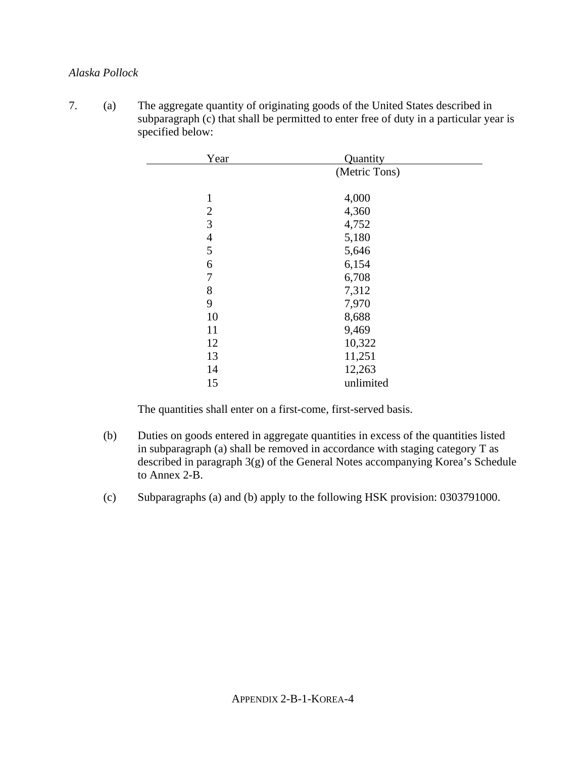*Alaska Pollock*

7. (a) The aggregate quantity of originating goods of the United States described in subparagraph (c) that shall be permitted to enter free of duty in a particular year is specified below:

| Year | Quantity (Metric Tons) |
|---|---|
| 1 | 4,000 |
| 2 | 4,360 |
| 3 | 4,752 |
| 4 | 5,180 |
| 5 | 5,646 |
| 6 | 6,154 |
| 7 | 6,708 |
| 8 | 7,312 |
| 9 | 7,970 |
| 10 | 8,688 |
| 11 | 9,469 |
| 12 | 10,322 |
| 13 | 11,251 |
| 14 | 12,263 |
| 15 | unlimited |

The quantities shall enter on a first-come, first-served basis.

(b) Duties on goods entered in aggregate quantities in excess of the quantities listed in subparagraph (a) shall be removed in accordance with staging category T as described in paragraph 3(g) of the General Notes accompanying Korea's Schedule to Annex 2-B.

(c) Subparagraphs (a) and (b) apply to the following HSK provision: 0303791000.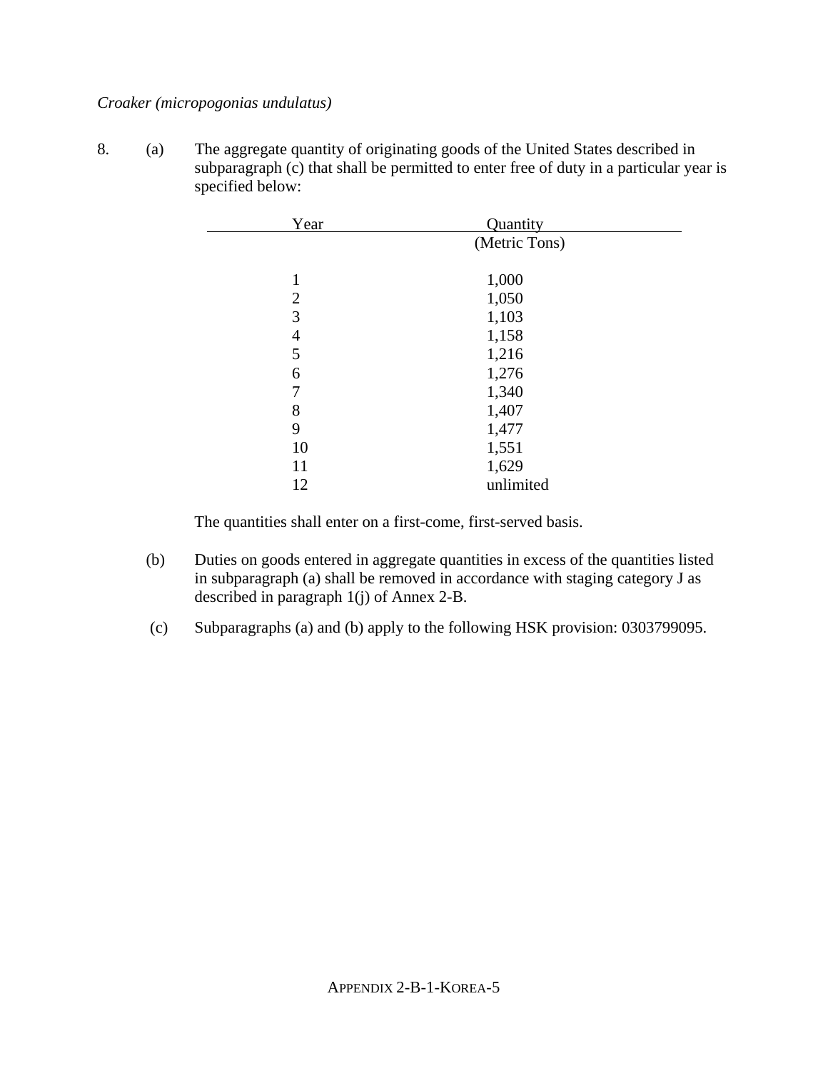*Croaker (micropogonias undulatus)*

8. (a) The aggregate quantity of originating goods of the United States described in subparagraph (c) that shall be permitted to enter free of duty in a particular year is specified below:

| Year | Quantity (Metric Tons) |
|---|---|
| 1 | 1,000 |
| 2 | 1,050 |
| 3 | 1,103 |
| 4 | 1,158 |
| 5 | 1,216 |
| 6 | 1,276 |
| 7 | 1,340 |
| 8 | 1,407 |
| 9 | 1,477 |
| 10 | 1,551 |
| 11 | 1,629 |
| 12 | unlimited |

The quantities shall enter on a first-come, first-served basis.

(b) Duties on goods entered in aggregate quantities in excess of the quantities listed in subparagraph (a) shall be removed in accordance with staging category J as described in paragraph 1(j) of Annex 2-B.

(c) Subparagraphs (a) and (b) apply to the following HSK provision: 0303799095.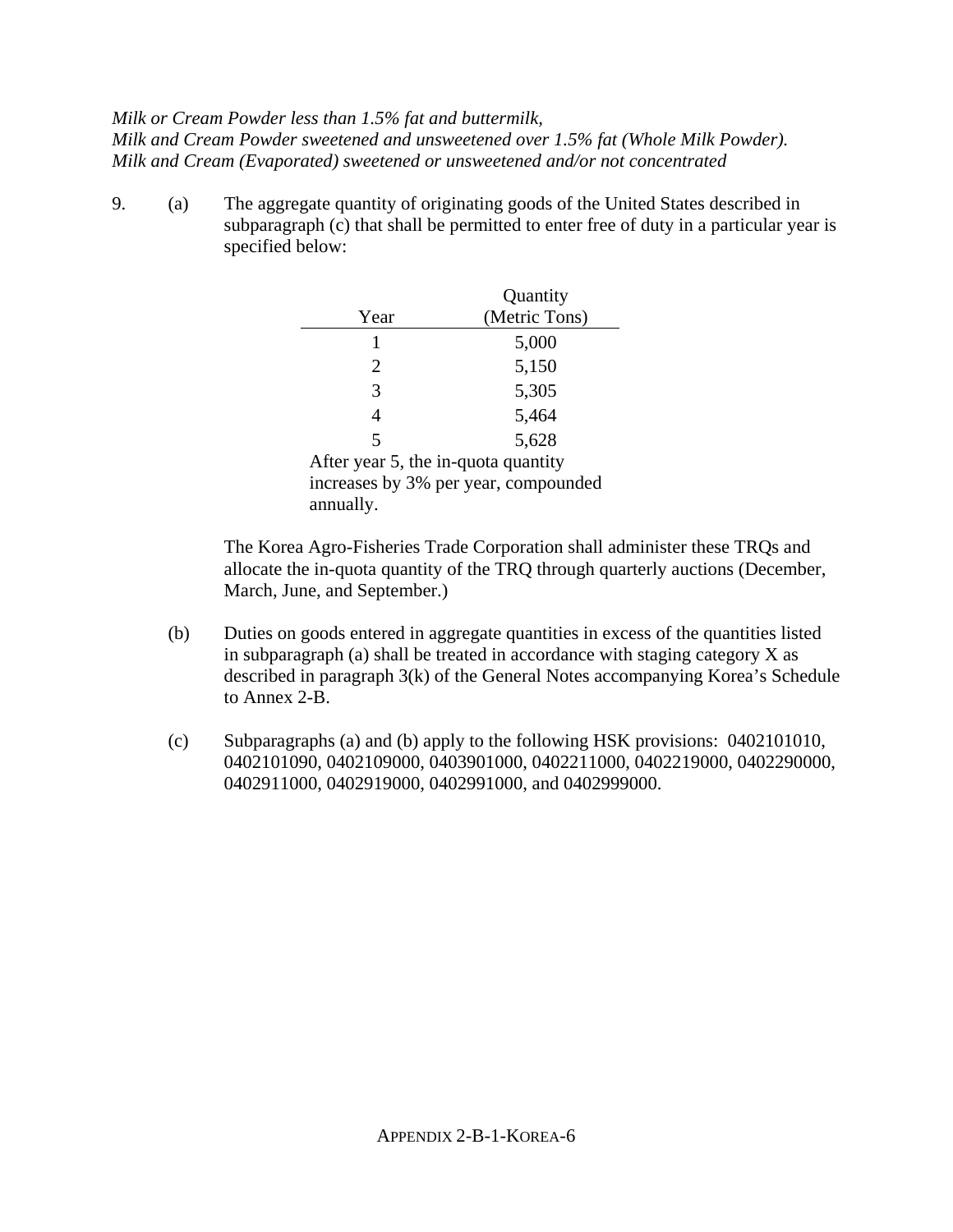*Milk or Cream Powder less than 1.5% fat and buttermilk,*
*Milk and Cream Powder sweetened and unsweetened over 1.5% fat (Whole Milk Powder).*
*Milk and Cream (Evaporated) sweetened or unsweetened and/or not concentrated*

9. (a) The aggregate quantity of originating goods of the United States described in subparagraph (c) that shall be permitted to enter free of duty in a particular year is specified below:

| Year | Quantity (Metric Tons) |
|---|---|
| 1 | 5,000 |
| 2 | 5,150 |
| 3 | 5,305 |
| 4 | 5,464 |
| 5 | 5,628 |

After year 5, the in-quota quantity increases by 3% per year, compounded annually.

The Korea Agro-Fisheries Trade Corporation shall administer these TRQs and allocate the in-quota quantity of the TRQ through quarterly auctions (December, March, June, and September.)

(b) Duties on goods entered in aggregate quantities in excess of the quantities listed in subparagraph (a) shall be treated in accordance with staging category X as described in paragraph 3(k) of the General Notes accompanying Korea's Schedule to Annex 2-B.

(c) Subparagraphs (a) and (b) apply to the following HSK provisions: 0402101010, 0402101090, 0402109000, 0403901000, 0402211000, 0402219000, 0402290000, 0402911000, 0402919000, 0402991000, and 0402999000.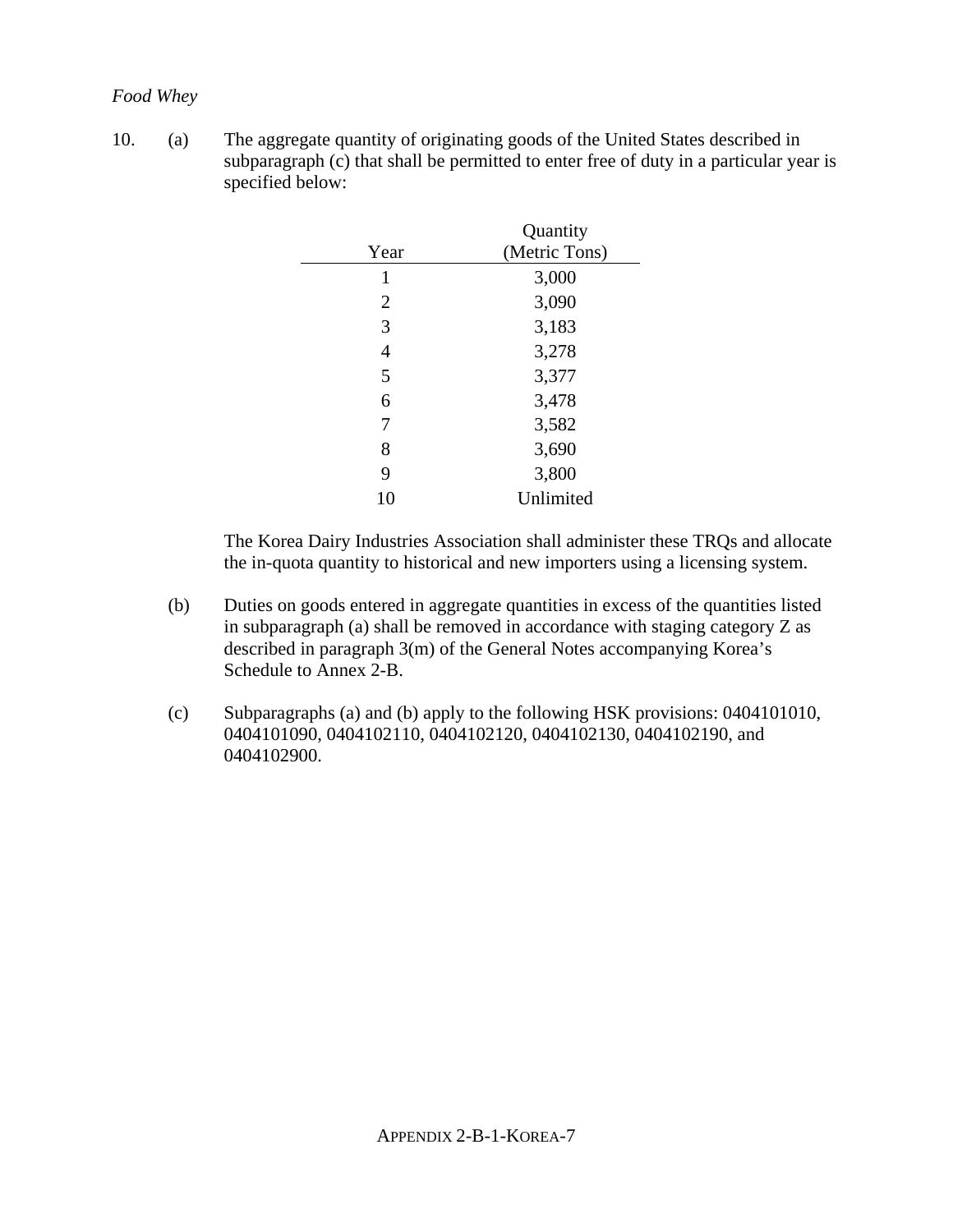*Food Whey*

10. (a) The aggregate quantity of originating goods of the United States described in subparagraph (c) that shall be permitted to enter free of duty in a particular year is specified below:

| Year | Quantity (Metric Tons) |
|---|---|
| 1 | 3,000 |
| 2 | 3,090 |
| 3 | 3,183 |
| 4 | 3,278 |
| 5 | 3,377 |
| 6 | 3,478 |
| 7 | 3,582 |
| 8 | 3,690 |
| 9 | 3,800 |
| 10 | Unlimited |

The Korea Dairy Industries Association shall administer these TRQs and allocate the in-quota quantity to historical and new importers using a licensing system.

(b) Duties on goods entered in aggregate quantities in excess of the quantities listed in subparagraph (a) shall be removed in accordance with staging category Z as described in paragraph 3(m) of the General Notes accompanying Korea's Schedule to Annex 2-B.

(c) Subparagraphs (a) and (b) apply to the following HSK provisions: 0404101010, 0404101090, 0404102110, 0404102120, 0404102130, 0404102190, and 0404102900.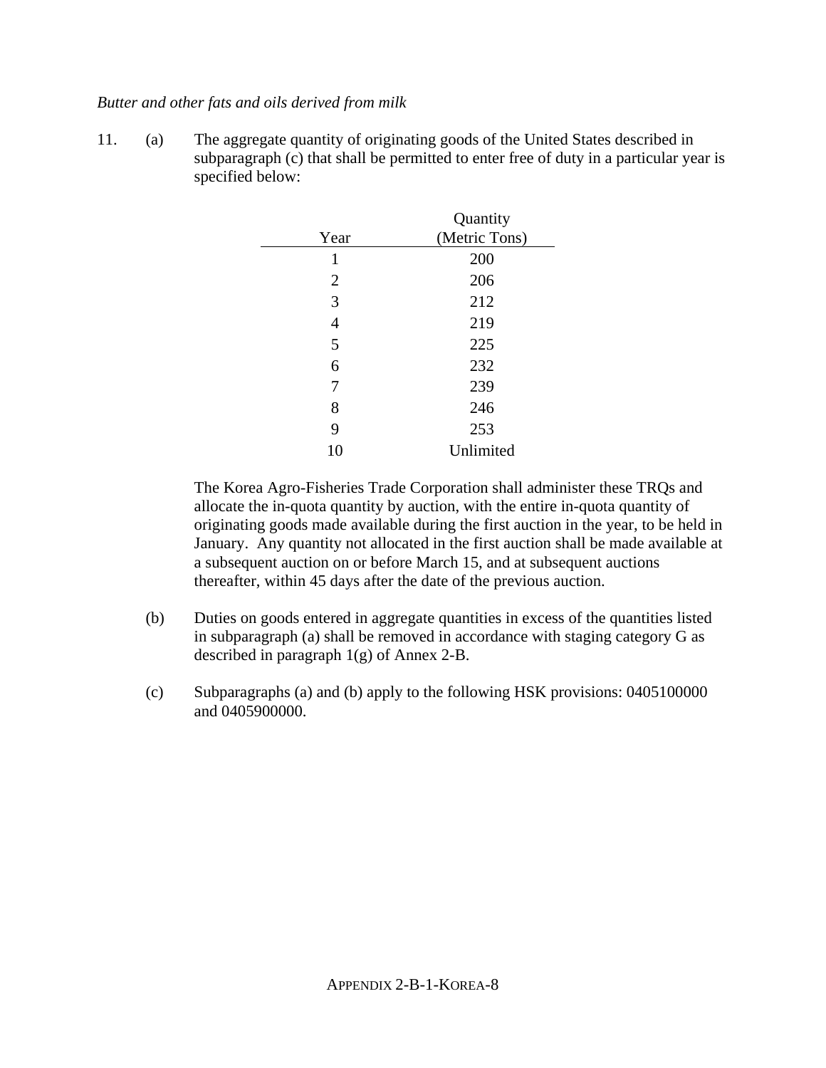*Butter and other fats and oils derived from milk*

11. (a) The aggregate quantity of originating goods of the United States described in subparagraph (c) that shall be permitted to enter free of duty in a particular year is specified below:

| Year | Quantity (Metric Tons) |
|---|---|
| 1 | 200 |
| 2 | 206 |
| 3 | 212 |
| 4 | 219 |
| 5 | 225 |
| 6 | 232 |
| 7 | 239 |
| 8 | 246 |
| 9 | 253 |
| 10 | Unlimited |

The Korea Agro-Fisheries Trade Corporation shall administer these TRQs and allocate the in-quota quantity by auction, with the entire in-quota quantity of originating goods made available during the first auction in the year, to be held in January. Any quantity not allocated in the first auction shall be made available at a subsequent auction on or before March 15, and at subsequent auctions thereafter, within 45 days after the date of the previous auction.

(b) Duties on goods entered in aggregate quantities in excess of the quantities listed in subparagraph (a) shall be removed in accordance with staging category G as described in paragraph 1(g) of Annex 2-B.

(c) Subparagraphs (a) and (b) apply to the following HSK provisions: 0405100000 and 0405900000.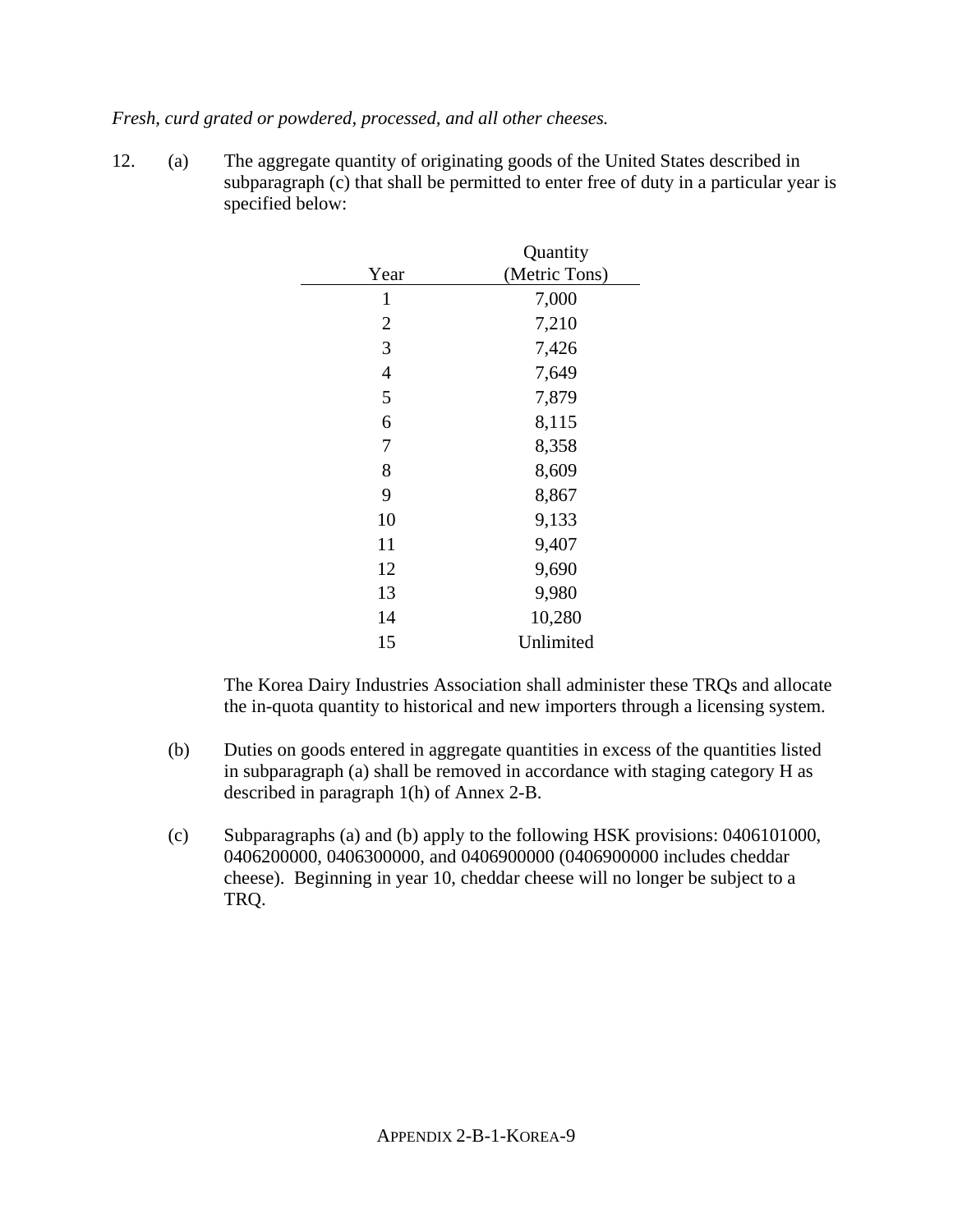*Fresh, curd grated or powdered, processed, and all other cheeses.*

12. (a) The aggregate quantity of originating goods of the United States described in subparagraph (c) that shall be permitted to enter free of duty in a particular year is specified below:

| Year | Quantity (Metric Tons) |
|---|---|
| 1 | 7,000 |
| 2 | 7,210 |
| 3 | 7,426 |
| 4 | 7,649 |
| 5 | 7,879 |
| 6 | 8,115 |
| 7 | 8,358 |
| 8 | 8,609 |
| 9 | 8,867 |
| 10 | 9,133 |
| 11 | 9,407 |
| 12 | 9,690 |
| 13 | 9,980 |
| 14 | 10,280 |
| 15 | Unlimited |

The Korea Dairy Industries Association shall administer these TRQs and allocate the in-quota quantity to historical and new importers through a licensing system.

(b) Duties on goods entered in aggregate quantities in excess of the quantities listed in subparagraph (a) shall be removed in accordance with staging category H as described in paragraph 1(h) of Annex 2-B.

(c) Subparagraphs (a) and (b) apply to the following HSK provisions: 0406101000, 0406200000, 0406300000, and 0406900000 (0406900000 includes cheddar cheese). Beginning in year 10, cheddar cheese will no longer be subject to a TRQ.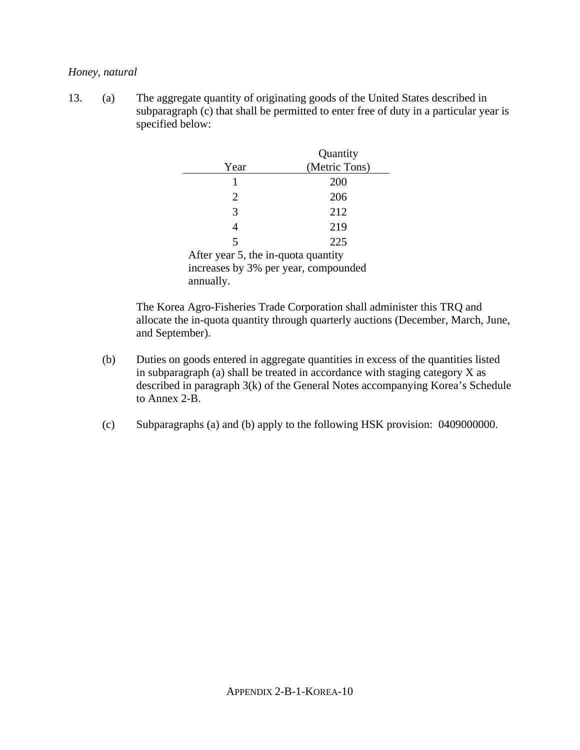*Honey, natural*

13. (a) The aggregate quantity of originating goods of the United States described in subparagraph (c) that shall be permitted to enter free of duty in a particular year is specified below:

| Year | Quantity (Metric Tons) |
|---|---|
| 1 | 200 |
| 2 | 206 |
| 3 | 212 |
| 4 | 219 |
| 5 | 225 |

After year 5, the in-quota quantity increases by 3% per year, compounded annually.

The Korea Agro-Fisheries Trade Corporation shall administer this TRQ and allocate the in-quota quantity through quarterly auctions (December, March, June, and September).

(b) Duties on goods entered in aggregate quantities in excess of the quantities listed in subparagraph (a) shall be treated in accordance with staging category X as described in paragraph 3(k) of the General Notes accompanying Korea's Schedule to Annex 2-B.

(c) Subparagraphs (a) and (b) apply to the following HSK provision: 0409000000.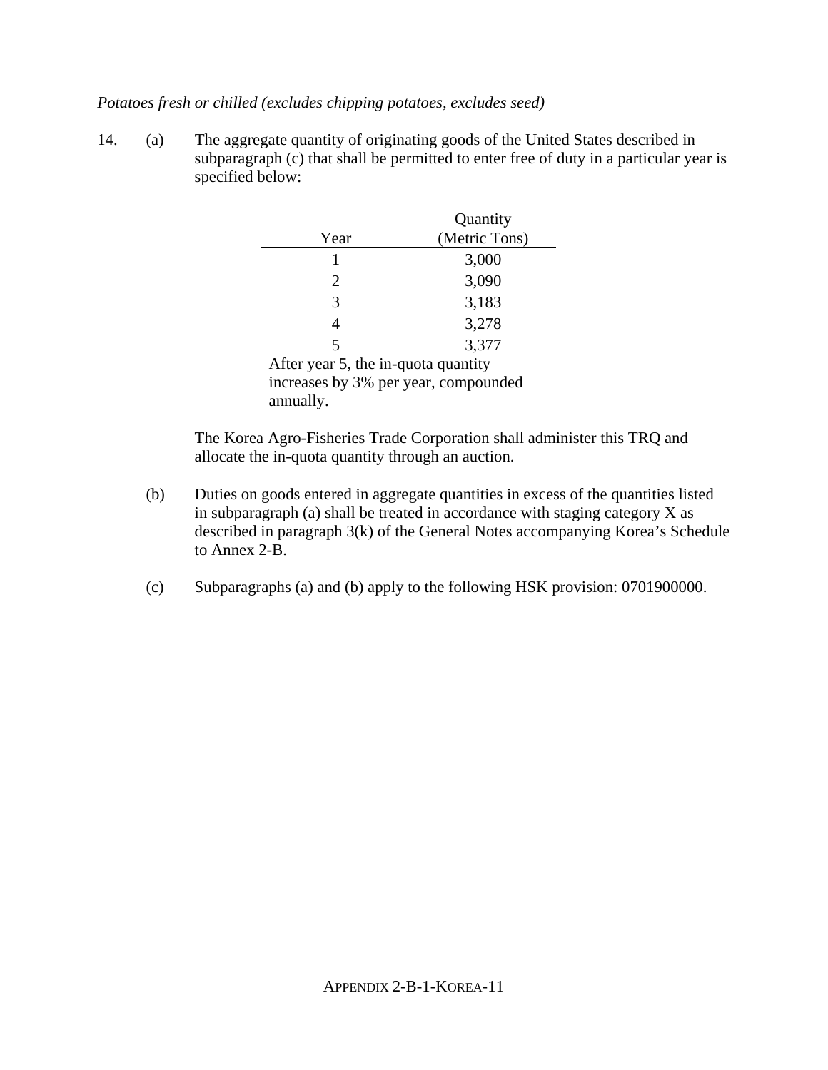*Potatoes fresh or chilled (excludes chipping potatoes, excludes seed)*

14. (a) The aggregate quantity of originating goods of the United States described in subparagraph (c) that shall be permitted to enter free of duty in a particular year is specified below:

| Year | Quantity (Metric Tons) |
|---|---|
| 1 | 3,000 |
| 2 | 3,090 |
| 3 | 3,183 |
| 4 | 3,278 |
| 5 | 3,377 |

After year 5, the in-quota quantity increases by 3% per year, compounded annually.

The Korea Agro-Fisheries Trade Corporation shall administer this TRQ and allocate the in-quota quantity through an auction.

(b) Duties on goods entered in aggregate quantities in excess of the quantities listed in subparagraph (a) shall be treated in accordance with staging category X as described in paragraph 3(k) of the General Notes accompanying Korea's Schedule to Annex 2-B.

(c) Subparagraphs (a) and (b) apply to the following HSK provision: 0701900000.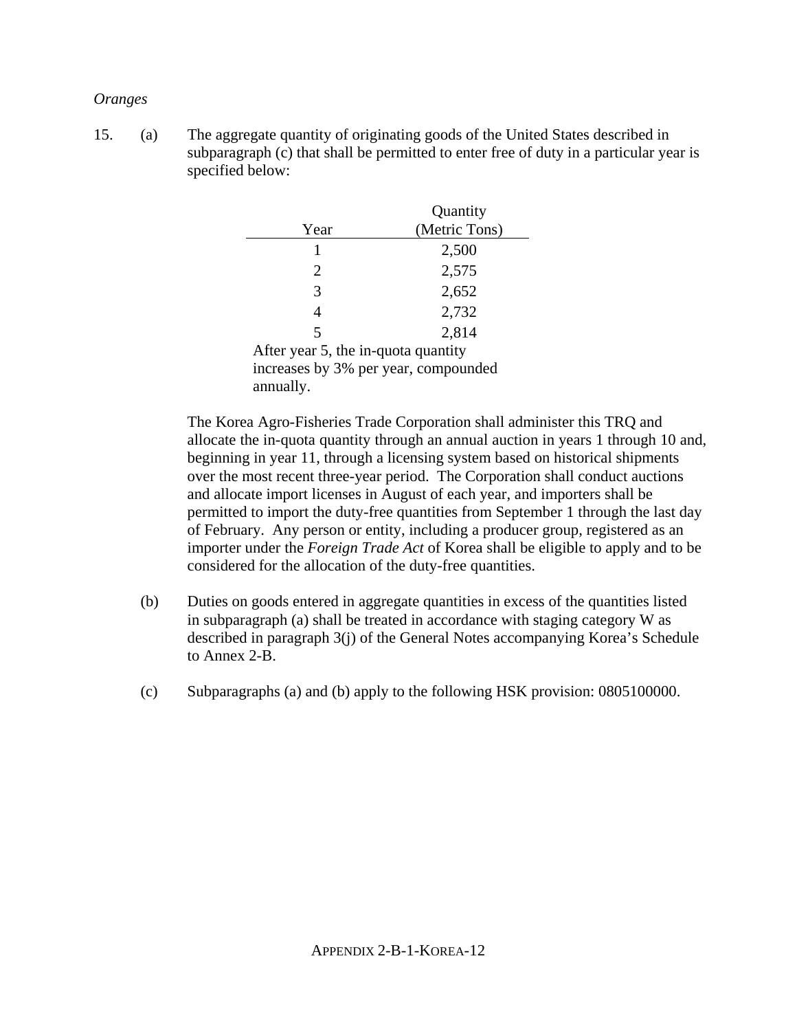*Oranges*

15. (a) The aggregate quantity of originating goods of the United States described in subparagraph (c) that shall be permitted to enter free of duty in a particular year is specified below:

| Year | Quantity (Metric Tons) |
|---|---|
| 1 | 2,500 |
| 2 | 2,575 |
| 3 | 2,652 |
| 4 | 2,732 |
| 5 | 2,814 |

After year 5, the in-quota quantity increases by 3% per year, compounded annually.

The Korea Agro-Fisheries Trade Corporation shall administer this TRQ and allocate the in-quota quantity through an annual auction in years 1 through 10 and, beginning in year 11, through a licensing system based on historical shipments over the most recent three-year period. The Corporation shall conduct auctions and allocate import licenses in August of each year, and importers shall be permitted to import the duty-free quantities from September 1 through the last day of February. Any person or entity, including a producer group, registered as an importer under the *Foreign Trade Act* of Korea shall be eligible to apply and to be considered for the allocation of the duty-free quantities.

(b) Duties on goods entered in aggregate quantities in excess of the quantities listed in subparagraph (a) shall be treated in accordance with staging category W as described in paragraph 3(j) of the General Notes accompanying Korea's Schedule to Annex 2-B.

(c) Subparagraphs (a) and (b) apply to the following HSK provision: 0805100000.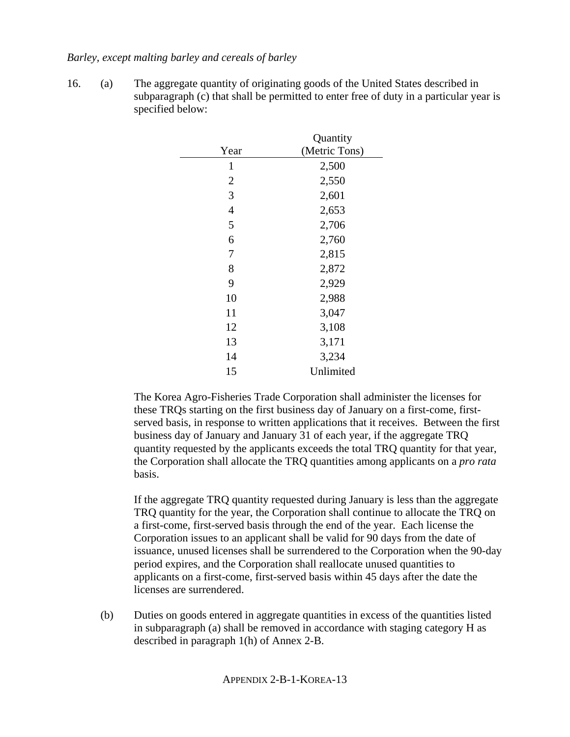*Barley, except malting barley and cereals of barley*

16. (a) The aggregate quantity of originating goods of the United States described in subparagraph (c) that shall be permitted to enter free of duty in a particular year is specified below:

| Year | Quantity (Metric Tons) |
|---|---|
| 1 | 2,500 |
| 2 | 2,550 |
| 3 | 2,601 |
| 4 | 2,653 |
| 5 | 2,706 |
| 6 | 2,760 |
| 7 | 2,815 |
| 8 | 2,872 |
| 9 | 2,929 |
| 10 | 2,988 |
| 11 | 3,047 |
| 12 | 3,108 |
| 13 | 3,171 |
| 14 | 3,234 |
| 15 | Unlimited |

The Korea Agro-Fisheries Trade Corporation shall administer the licenses for these TRQs starting on the first business day of January on a first-come, first-served basis, in response to written applications that it receives. Between the first business day of January and January 31 of each year, if the aggregate TRQ quantity requested by the applicants exceeds the total TRQ quantity for that year, the Corporation shall allocate the TRQ quantities among applicants on a *pro rata* basis.

If the aggregate TRQ quantity requested during January is less than the aggregate TRQ quantity for the year, the Corporation shall continue to allocate the TRQ on a first-come, first-served basis through the end of the year. Each license the Corporation issues to an applicant shall be valid for 90 days from the date of issuance, unused licenses shall be surrendered to the Corporation when the 90-day period expires, and the Corporation shall reallocate unused quantities to applicants on a first-come, first-served basis within 45 days after the date the licenses are surrendered.

(b) Duties on goods entered in aggregate quantities in excess of the quantities listed in subparagraph (a) shall be removed in accordance with staging category H as described in paragraph 1(h) of Annex 2-B.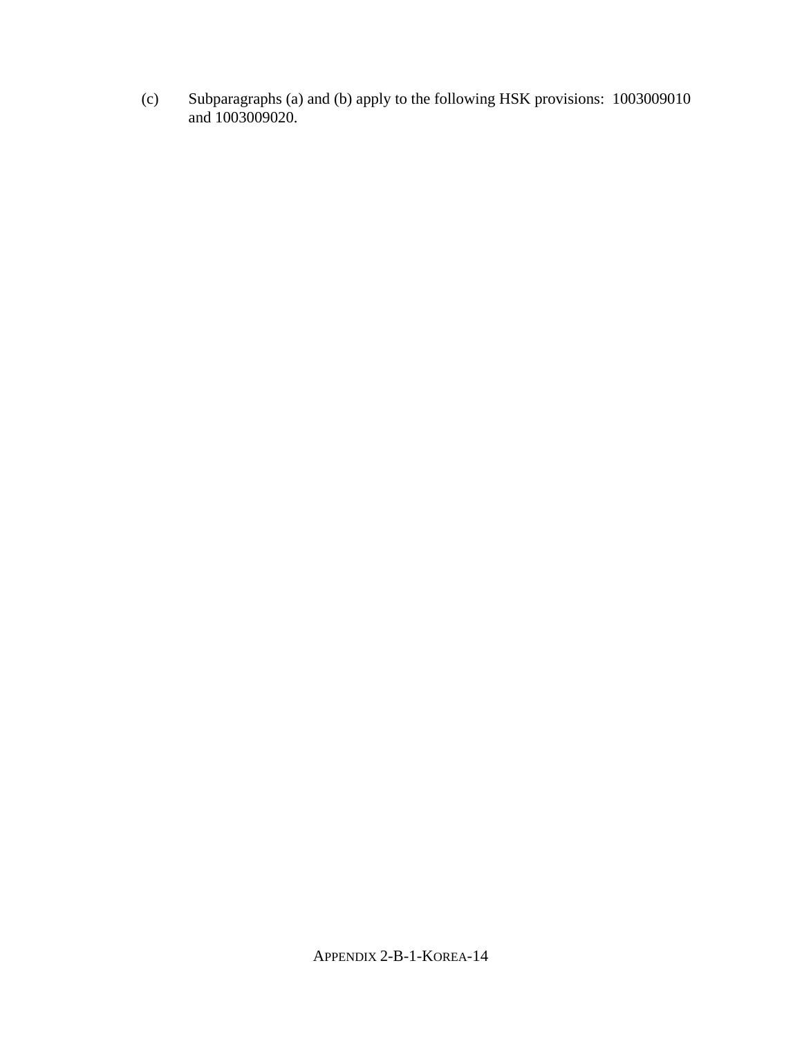(c) Subparagraphs (a) and (b) apply to the following HSK provisions: 1003009010 and 1003009020.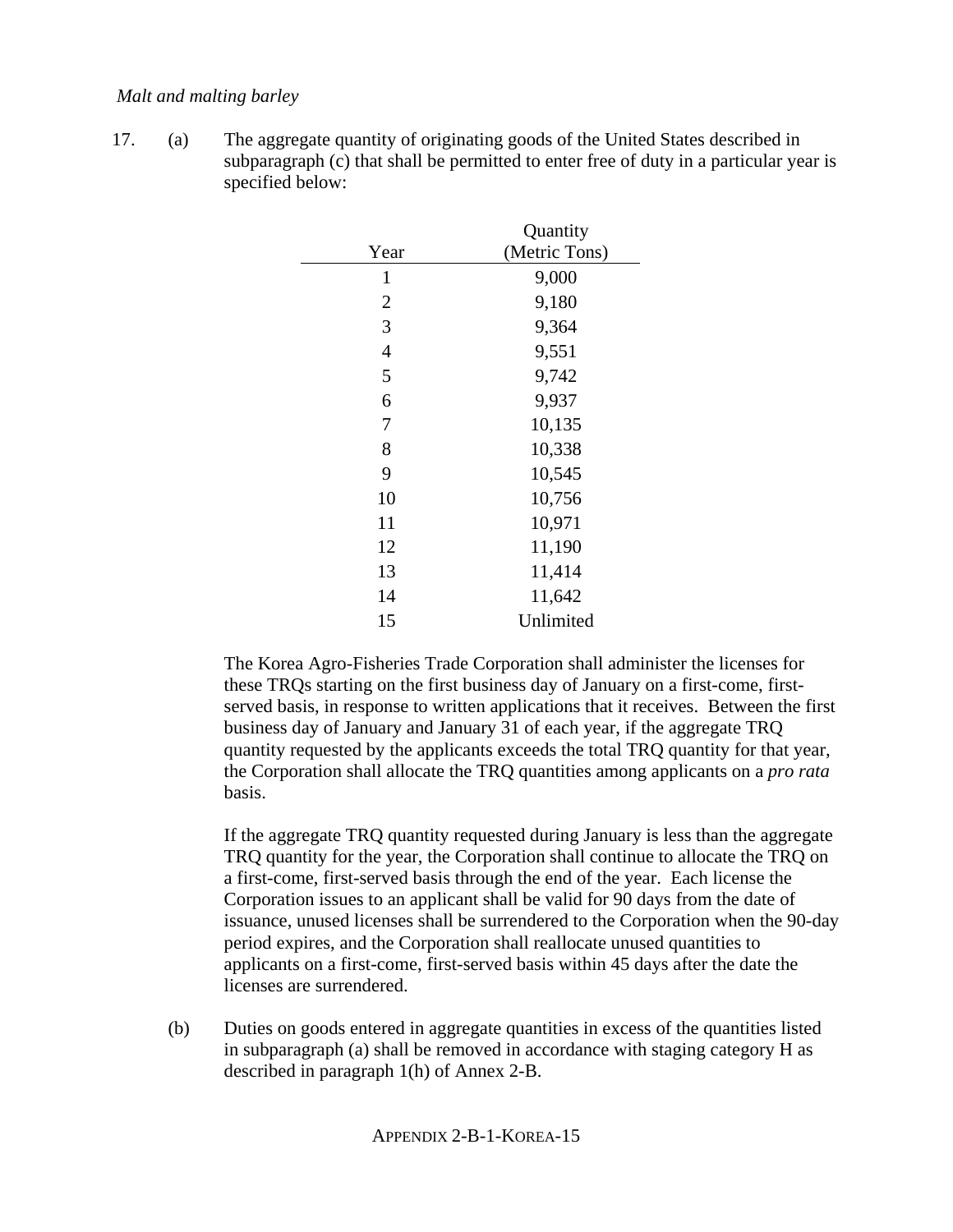*Malt and malting barley*

17. (a) The aggregate quantity of originating goods of the United States described in subparagraph (c) that shall be permitted to enter free of duty in a particular year is specified below:

| Year | Quantity (Metric Tons) |
|---|---|
| 1 | 9,000 |
| 2 | 9,180 |
| 3 | 9,364 |
| 4 | 9,551 |
| 5 | 9,742 |
| 6 | 9,937 |
| 7 | 10,135 |
| 8 | 10,338 |
| 9 | 10,545 |
| 10 | 10,756 |
| 11 | 10,971 |
| 12 | 11,190 |
| 13 | 11,414 |
| 14 | 11,642 |
| 15 | Unlimited |

The Korea Agro-Fisheries Trade Corporation shall administer the licenses for these TRQs starting on the first business day of January on a first-come, first-served basis, in response to written applications that it receives. Between the first business day of January and January 31 of each year, if the aggregate TRQ quantity requested by the applicants exceeds the total TRQ quantity for that year, the Corporation shall allocate the TRQ quantities among applicants on a *pro rata* basis.

If the aggregate TRQ quantity requested during January is less than the aggregate TRQ quantity for the year, the Corporation shall continue to allocate the TRQ on a first-come, first-served basis through the end of the year. Each license the Corporation issues to an applicant shall be valid for 90 days from the date of issuance, unused licenses shall be surrendered to the Corporation when the 90-day period expires, and the Corporation shall reallocate unused quantities to applicants on a first-come, first-served basis within 45 days after the date the licenses are surrendered.

(b) Duties on goods entered in aggregate quantities in excess of the quantities listed in subparagraph (a) shall be removed in accordance with staging category H as described in paragraph 1(h) of Annex 2-B.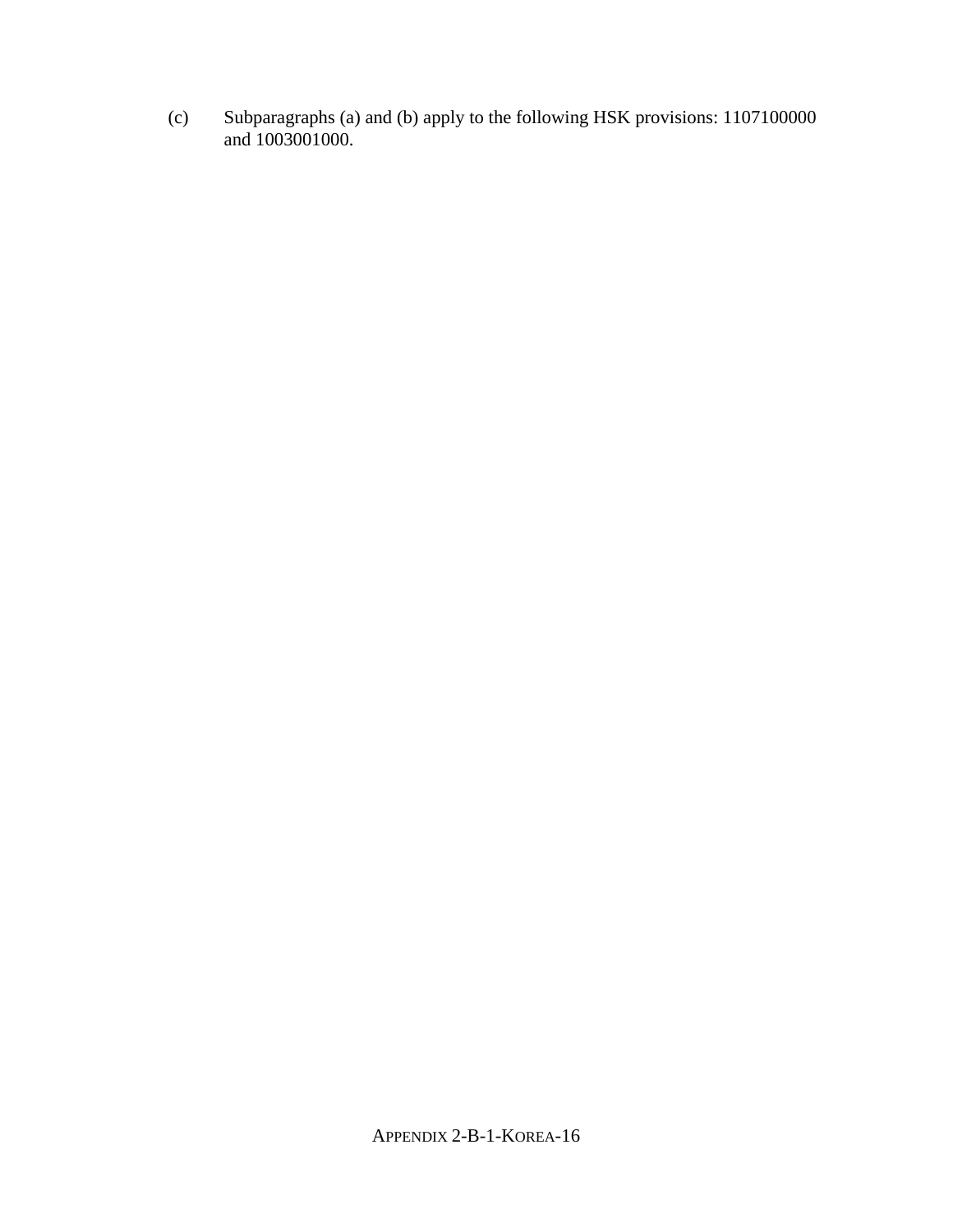(c) Subparagraphs (a) and (b) apply to the following HSK provisions: 1107100000 and 1003001000.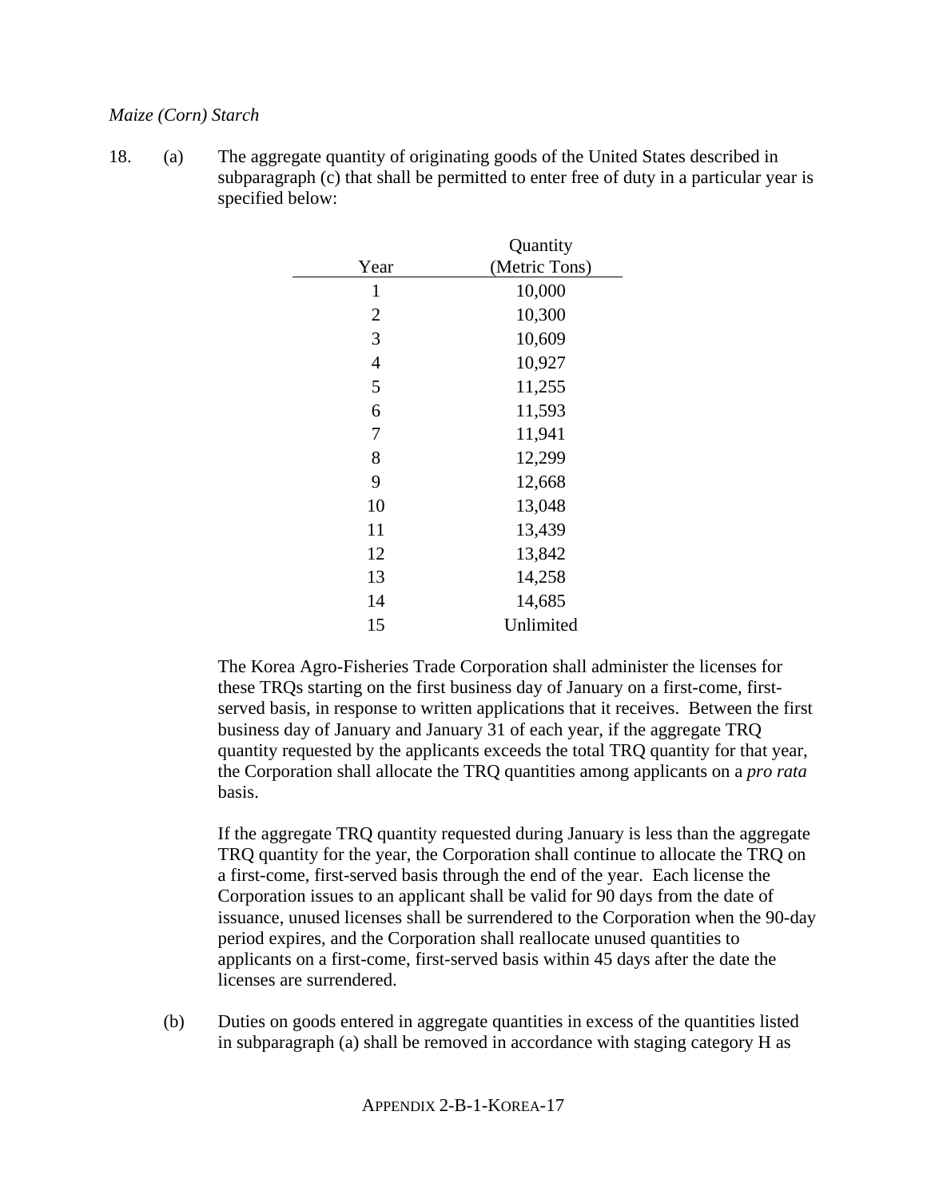*Maize (Corn) Starch*

18. (a) The aggregate quantity of originating goods of the United States described in subparagraph (c) that shall be permitted to enter free of duty in a particular year is specified below:

| Year | Quantity (Metric Tons) |
|---|---|
| 1 | 10,000 |
| 2 | 10,300 |
| 3 | 10,609 |
| 4 | 10,927 |
| 5 | 11,255 |
| 6 | 11,593 |
| 7 | 11,941 |
| 8 | 12,299 |
| 9 | 12,668 |
| 10 | 13,048 |
| 11 | 13,439 |
| 12 | 13,842 |
| 13 | 14,258 |
| 14 | 14,685 |
| 15 | Unlimited |

The Korea Agro-Fisheries Trade Corporation shall administer the licenses for these TRQs starting on the first business day of January on a first-come, first-served basis, in response to written applications that it receives. Between the first business day of January and January 31 of each year, if the aggregate TRQ quantity requested by the applicants exceeds the total TRQ quantity for that year, the Corporation shall allocate the TRQ quantities among applicants on a *pro rata* basis.

If the aggregate TRQ quantity requested during January is less than the aggregate TRQ quantity for the year, the Corporation shall continue to allocate the TRQ on a first-come, first-served basis through the end of the year. Each license the Corporation issues to an applicant shall be valid for 90 days from the date of issuance, unused licenses shall be surrendered to the Corporation when the 90-day period expires, and the Corporation shall reallocate unused quantities to applicants on a first-come, first-served basis within 45 days after the date the licenses are surrendered.

(b) Duties on goods entered in aggregate quantities in excess of the quantities listed in subparagraph (a) shall be removed in accordance with staging category H as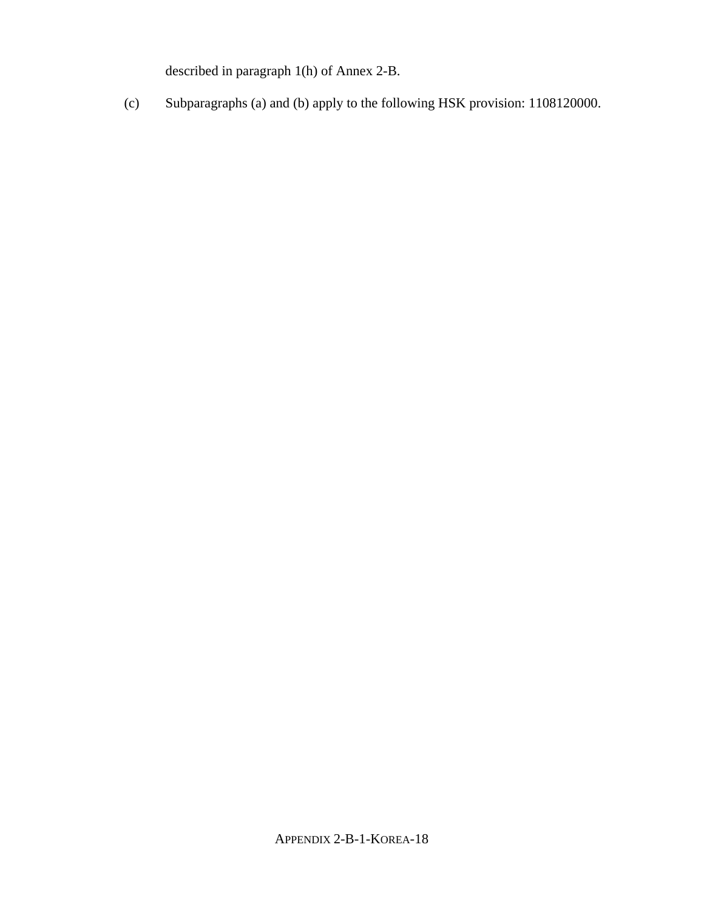described in paragraph 1(h) of Annex 2-B.

(c) Subparagraphs (a) and (b) apply to the following HSK provision: 1108120000.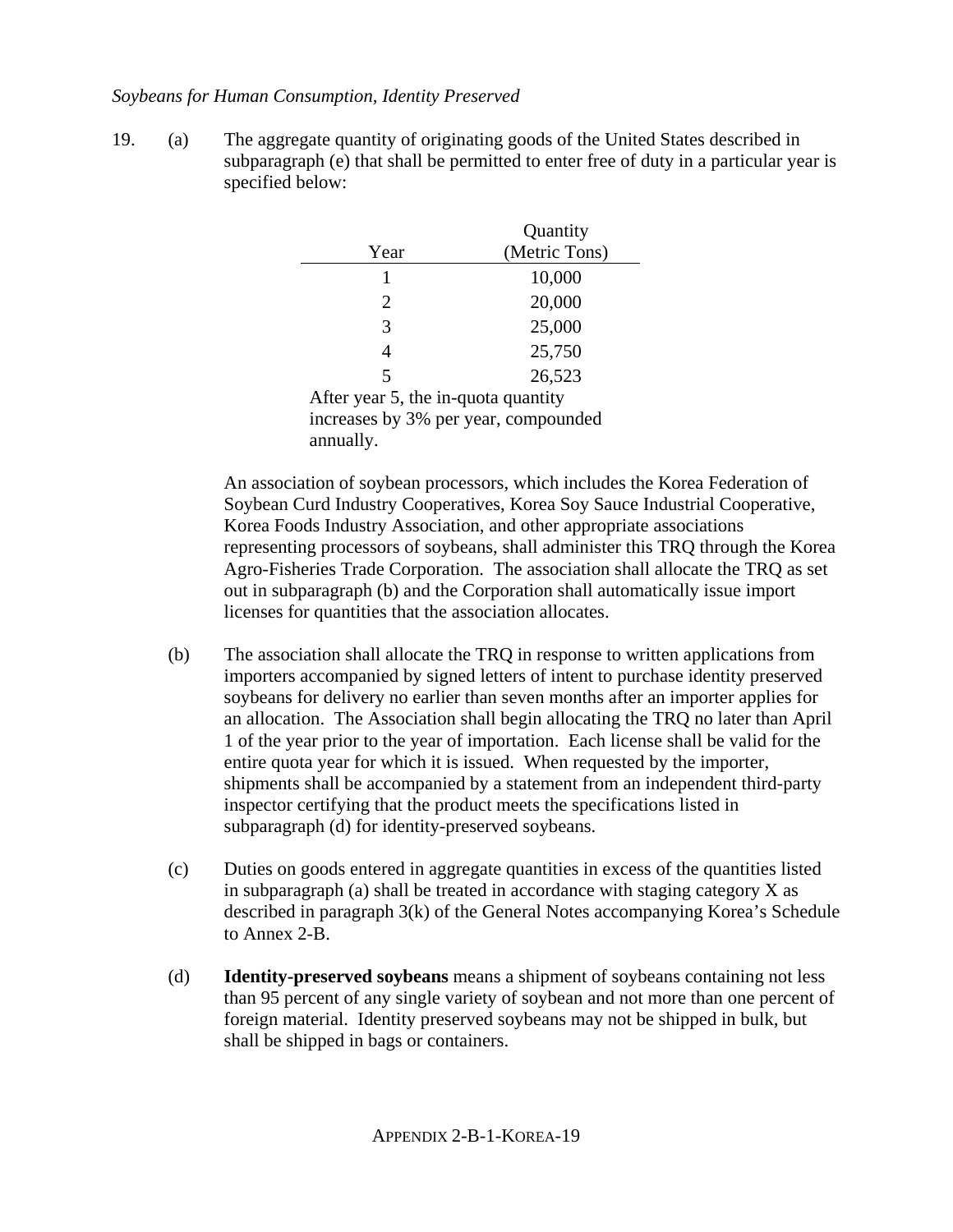*Soybeans for Human Consumption, Identity Preserved*

19. (a) The aggregate quantity of originating goods of the United States described in subparagraph (e) that shall be permitted to enter free of duty in a particular year is specified below:

| Year | Quantity (Metric Tons) |
|---|---|
| 1 | 10,000 |
| 2 | 20,000 |
| 3 | 25,000 |
| 4 | 25,750 |
| 5 | 26,523 |

After year 5, the in-quota quantity increases by 3% per year, compounded annually.

An association of soybean processors, which includes the Korea Federation of Soybean Curd Industry Cooperatives, Korea Soy Sauce Industrial Cooperative, Korea Foods Industry Association, and other appropriate associations representing processors of soybeans, shall administer this TRQ through the Korea Agro-Fisheries Trade Corporation. The association shall allocate the TRQ as set out in subparagraph (b) and the Corporation shall automatically issue import licenses for quantities that the association allocates.

(b) The association shall allocate the TRQ in response to written applications from importers accompanied by signed letters of intent to purchase identity preserved soybeans for delivery no earlier than seven months after an importer applies for an allocation. The Association shall begin allocating the TRQ no later than April 1 of the year prior to the year of importation. Each license shall be valid for the entire quota year for which it is issued. When requested by the importer, shipments shall be accompanied by a statement from an independent third-party inspector certifying that the product meets the specifications listed in subparagraph (d) for identity-preserved soybeans.

(c) Duties on goods entered in aggregate quantities in excess of the quantities listed in subparagraph (a) shall be treated in accordance with staging category X as described in paragraph 3(k) of the General Notes accompanying Korea's Schedule to Annex 2-B.

(d) **Identity-preserved soybeans** means a shipment of soybeans containing not less than 95 percent of any single variety of soybean and not more than one percent of foreign material. Identity preserved soybeans may not be shipped in bulk, but shall be shipped in bags or containers.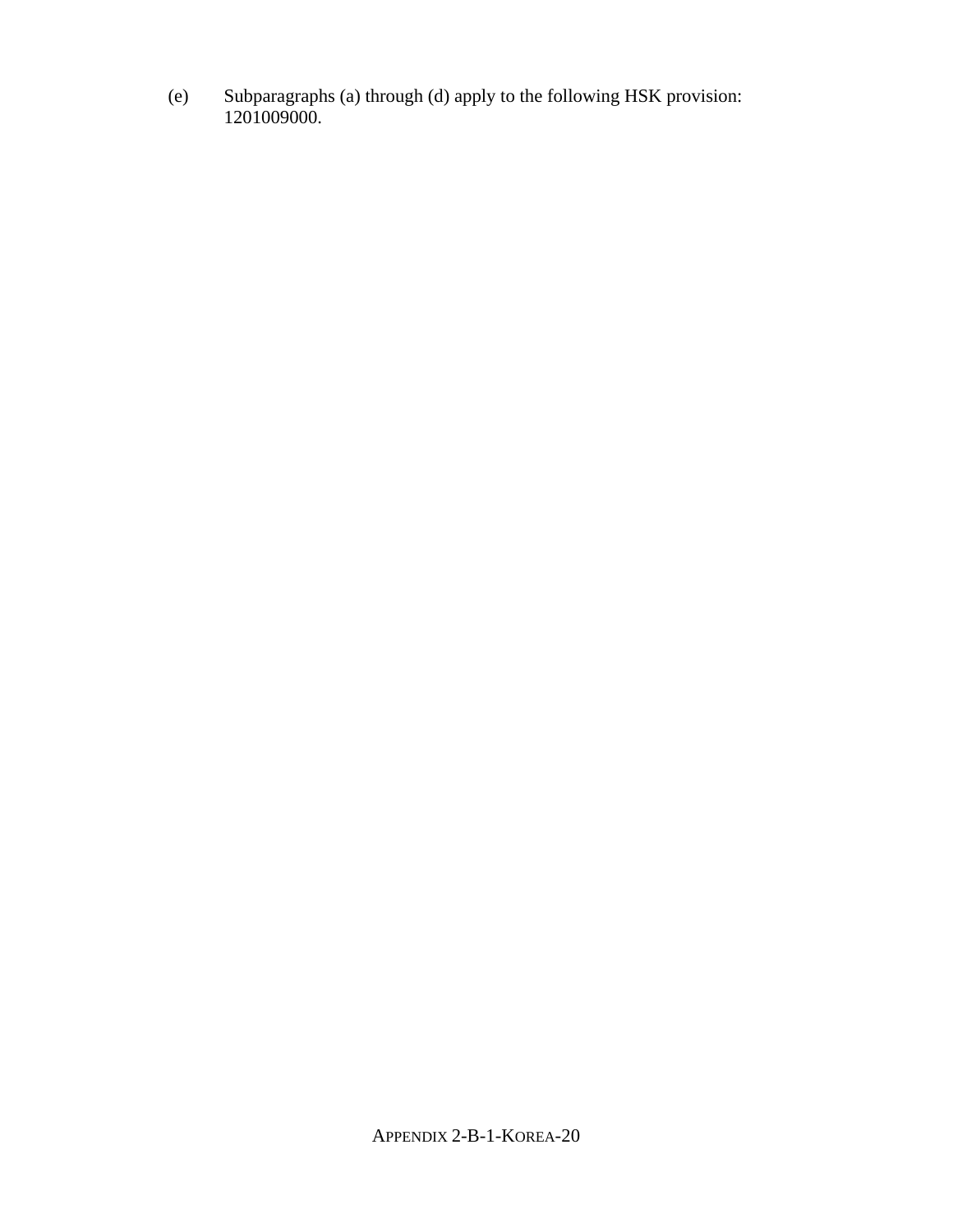(e) Subparagraphs (a) through (d) apply to the following HSK provision: 1201009000.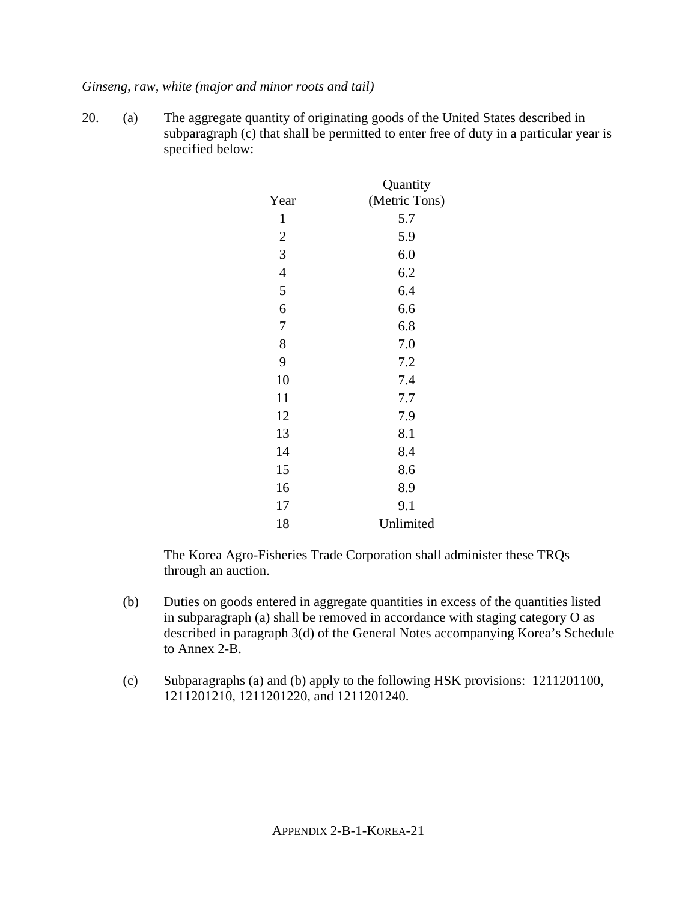*Ginseng, raw, white (major and minor roots and tail)*

20. (a) The aggregate quantity of originating goods of the United States described in subparagraph (c) that shall be permitted to enter free of duty in a particular year is specified below:

| Year | Quantity (Metric Tons) |
|---|---|
| 1 | 5.7 |
| 2 | 5.9 |
| 3 | 6.0 |
| 4 | 6.2 |
| 5 | 6.4 |
| 6 | 6.6 |
| 7 | 6.8 |
| 8 | 7.0 |
| 9 | 7.2 |
| 10 | 7.4 |
| 11 | 7.7 |
| 12 | 7.9 |
| 13 | 8.1 |
| 14 | 8.4 |
| 15 | 8.6 |
| 16 | 8.9 |
| 17 | 9.1 |
| 18 | Unlimited |

The Korea Agro-Fisheries Trade Corporation shall administer these TRQs through an auction.

(b) Duties on goods entered in aggregate quantities in excess of the quantities listed in subparagraph (a) shall be removed in accordance with staging category O as described in paragraph 3(d) of the General Notes accompanying Korea's Schedule to Annex 2-B.

(c) Subparagraphs (a) and (b) apply to the following HSK provisions: 1211201100, 1211201210, 1211201220, and 1211201240.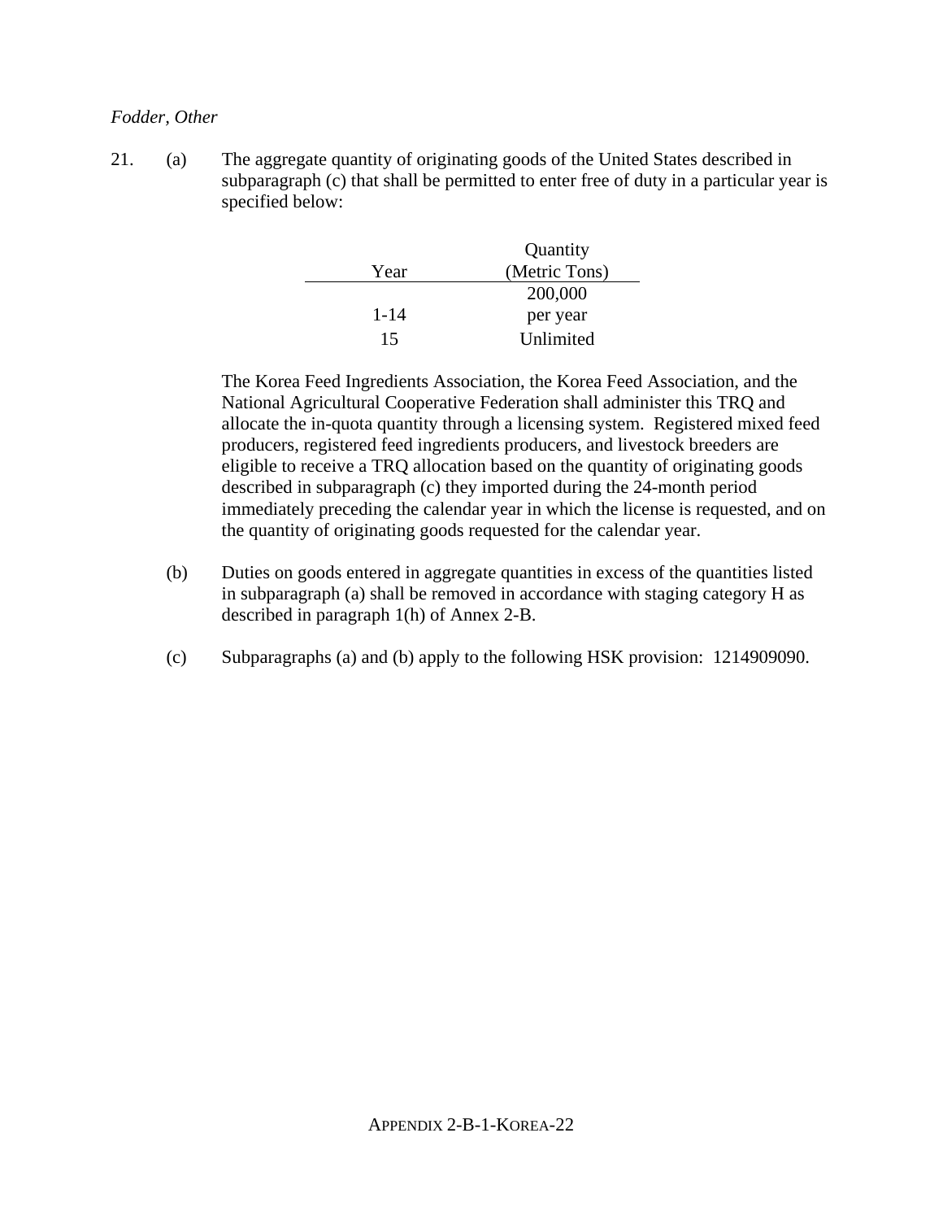*Fodder, Other*

21. (a) The aggregate quantity of originating goods of the United States described in subparagraph (c) that shall be permitted to enter free of duty in a particular year is specified below:

| Year | Quantity (Metric Tons) |
|---|---|
| 1-14 | 200,000 per year |
| 15 | Unlimited |

The Korea Feed Ingredients Association, the Korea Feed Association, and the National Agricultural Cooperative Federation shall administer this TRQ and allocate the in-quota quantity through a licensing system. Registered mixed feed producers, registered feed ingredients producers, and livestock breeders are eligible to receive a TRQ allocation based on the quantity of originating goods described in subparagraph (c) they imported during the 24-month period immediately preceding the calendar year in which the license is requested, and on the quantity of originating goods requested for the calendar year.

(b) Duties on goods entered in aggregate quantities in excess of the quantities listed in subparagraph (a) shall be removed in accordance with staging category H as described in paragraph 1(h) of Annex 2-B.

(c) Subparagraphs (a) and (b) apply to the following HSK provision: 1214909090.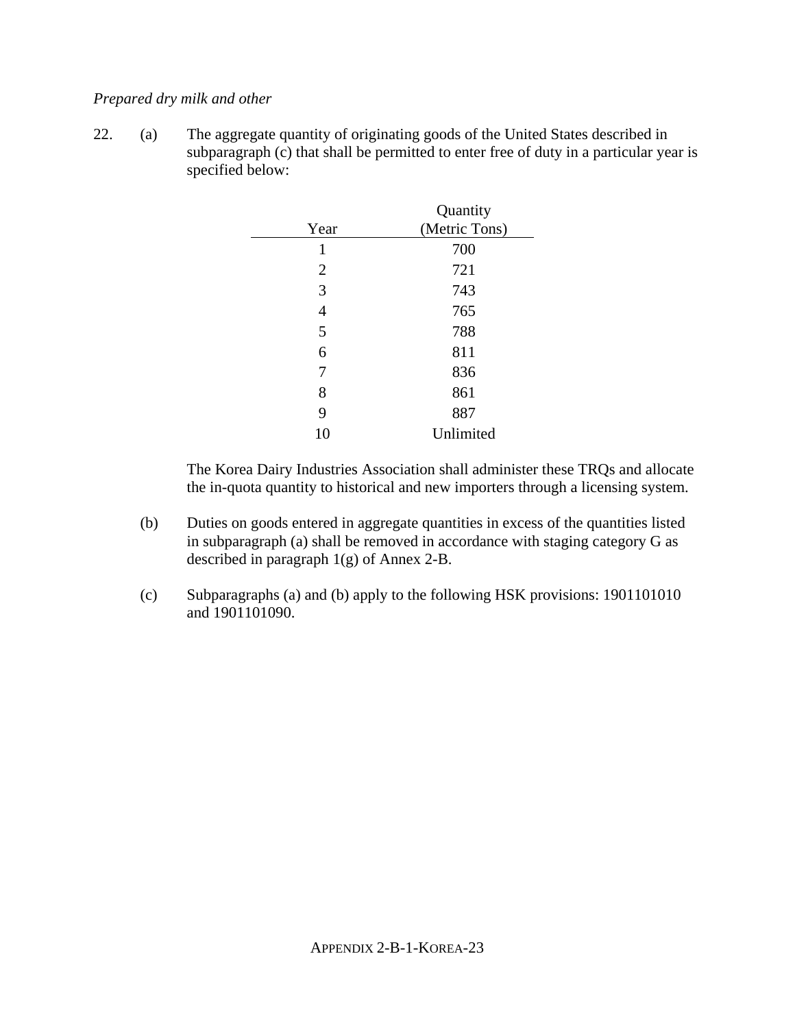*Prepared dry milk and other*

22. (a) The aggregate quantity of originating goods of the United States described in subparagraph (c) that shall be permitted to enter free of duty in a particular year is specified below:

| Year | Quantity (Metric Tons) |
|---|---|
| 1 | 700 |
| 2 | 721 |
| 3 | 743 |
| 4 | 765 |
| 5 | 788 |
| 6 | 811 |
| 7 | 836 |
| 8 | 861 |
| 9 | 887 |
| 10 | Unlimited |

The Korea Dairy Industries Association shall administer these TRQs and allocate the in-quota quantity to historical and new importers through a licensing system.

(b) Duties on goods entered in aggregate quantities in excess of the quantities listed in subparagraph (a) shall be removed in accordance with staging category G as described in paragraph 1(g) of Annex 2-B.

(c) Subparagraphs (a) and (b) apply to the following HSK provisions: 1901101010 and 1901101090.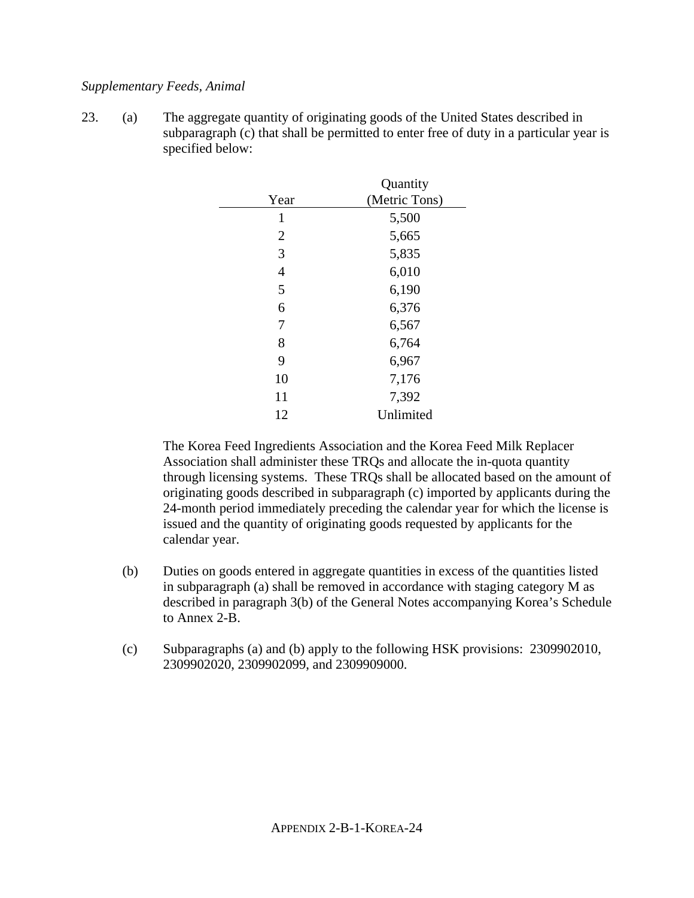*Supplementary Feeds, Animal*

23. (a) The aggregate quantity of originating goods of the United States described in subparagraph (c) that shall be permitted to enter free of duty in a particular year is specified below:

| Year | Quantity (Metric Tons) |
|---|---|
| 1 | 5,500 |
| 2 | 5,665 |
| 3 | 5,835 |
| 4 | 6,010 |
| 5 | 6,190 |
| 6 | 6,376 |
| 7 | 6,567 |
| 8 | 6,764 |
| 9 | 6,967 |
| 10 | 7,176 |
| 11 | 7,392 |
| 12 | Unlimited |

The Korea Feed Ingredients Association and the Korea Feed Milk Replacer Association shall administer these TRQs and allocate the in-quota quantity through licensing systems. These TRQs shall be allocated based on the amount of originating goods described in subparagraph (c) imported by applicants during the 24-month period immediately preceding the calendar year for which the license is issued and the quantity of originating goods requested by applicants for the calendar year.

(b) Duties on goods entered in aggregate quantities in excess of the quantities listed in subparagraph (a) shall be removed in accordance with staging category M as described in paragraph 3(b) of the General Notes accompanying Korea's Schedule to Annex 2-B.

(c) Subparagraphs (a) and (b) apply to the following HSK provisions: 2309902010, 2309902020, 2309902099, and 2309909000.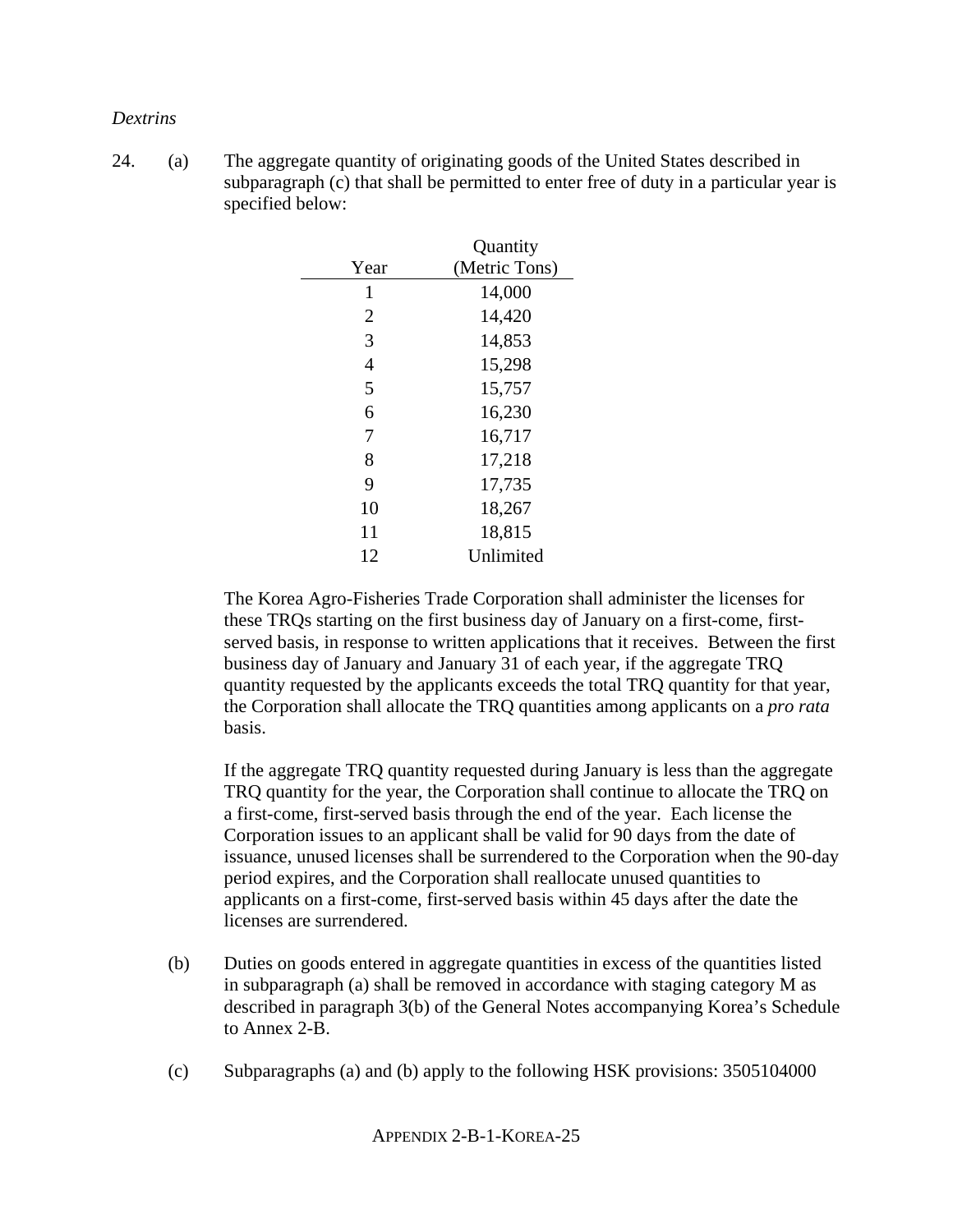*Dextrins*

24. (a) The aggregate quantity of originating goods of the United States described in subparagraph (c) that shall be permitted to enter free of duty in a particular year is specified below:

| Year | Quantity (Metric Tons) |
|---|---|
| 1 | 14,000 |
| 2 | 14,420 |
| 3 | 14,853 |
| 4 | 15,298 |
| 5 | 15,757 |
| 6 | 16,230 |
| 7 | 16,717 |
| 8 | 17,218 |
| 9 | 17,735 |
| 10 | 18,267 |
| 11 | 18,815 |
| 12 | Unlimited |

The Korea Agro-Fisheries Trade Corporation shall administer the licenses for these TRQs starting on the first business day of January on a first-come, first-served basis, in response to written applications that it receives. Between the first business day of January and January 31 of each year, if the aggregate TRQ quantity requested by the applicants exceeds the total TRQ quantity for that year, the Corporation shall allocate the TRQ quantities among applicants on a *pro rata* basis.

If the aggregate TRQ quantity requested during January is less than the aggregate TRQ quantity for the year, the Corporation shall continue to allocate the TRQ on a first-come, first-served basis through the end of the year. Each license the Corporation issues to an applicant shall be valid for 90 days from the date of issuance, unused licenses shall be surrendered to the Corporation when the 90-day period expires, and the Corporation shall reallocate unused quantities to applicants on a first-come, first-served basis within 45 days after the date the licenses are surrendered.

(b) Duties on goods entered in aggregate quantities in excess of the quantities listed in subparagraph (a) shall be removed in accordance with staging category M as described in paragraph 3(b) of the General Notes accompanying Korea's Schedule to Annex 2-B.

(c) Subparagraphs (a) and (b) apply to the following HSK provisions: 3505104000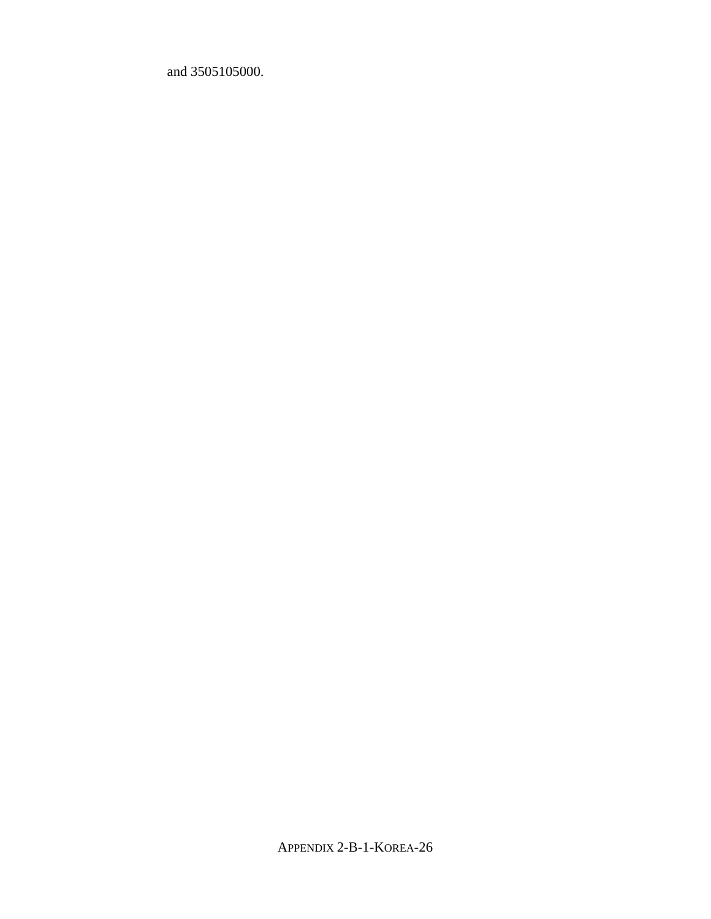and 3505105000.